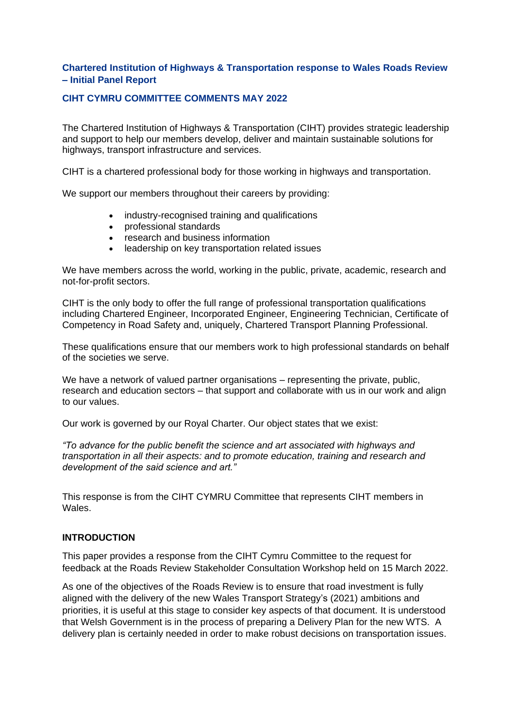## Chartered Institution of Highways & Transportation response to Wales Roads Review – Initial Panel Report

### CIHT CYMRU COMMITTEE COMMENTS MAY 2022

The Chartered Institution of Highways & Transportation (CIHT) provides strategic leadership and support to help our members develop, deliver and maintain sustainable solutions for highways, transport infrastructure and services.

CIHT is a chartered professional body for those working in highways and transportation.

We support our members throughout their careers by providing:

- industry-recognised training and qualifications
- professional standards
- research and business information
- leadership on key transportation related issues

We have members across the world, working in the public, private, academic, research and not-for-profit sectors.

CIHT is the only body to offer the full range of professional transportation qualifications including Chartered Engineer, Incorporated Engineer, Engineering Technician, Certificate of Competency in Road Safety and, uniquely, Chartered Transport Planning Professional.

These qualifications ensure that our members work to high professional standards on behalf of the societies we serve.

We have a network of valued partner organisations – representing the private, public, research and education sectors – that support and collaborate with us in our work and align to our values.

Our work is governed by our Royal Charter. Our object states that we exist:

*"To advance for the public benefit the science and art associated with highways and transportation in all their aspects: and to promote education, training and research and development of the said science and art."*

This response is from the CIHT CYMRU Committee that represents CIHT members in Wales.

### INTRODUCTION

This paper provides a response from the CIHT Cymru Committee to the request for feedback at the Roads Review Stakeholder Consultation Workshop held on 15 March 2022.

As one of the objectives of the Roads Review is to ensure that road investment is fully aligned with the delivery of the new Wales Transport Strategy's (2021) ambitions and priorities, it is useful at this stage to consider key aspects of that document. It is understood that Welsh Government is in the process of preparing a Delivery Plan for the new WTS. A delivery plan is certainly needed in order to make robust decisions on transportation issues.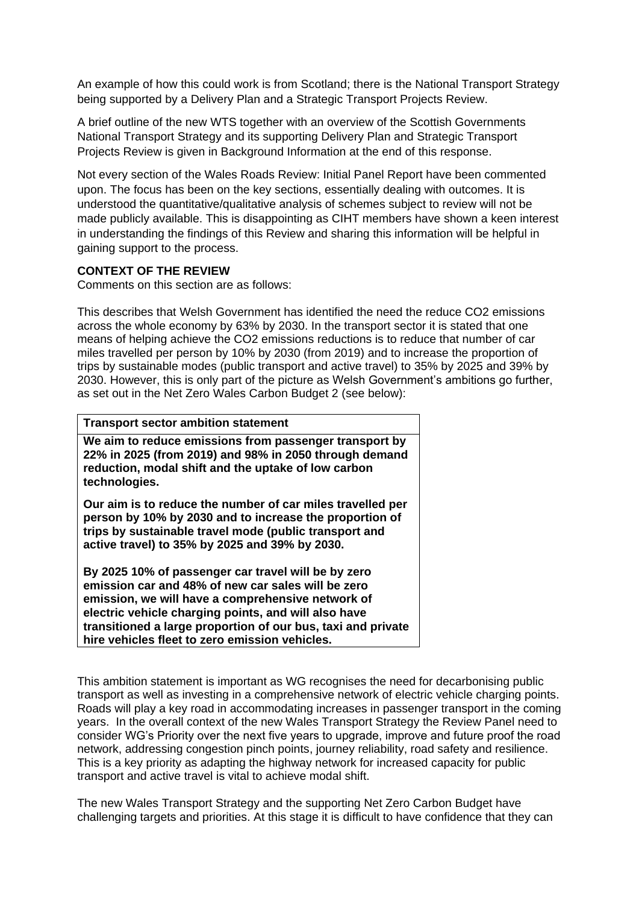An example of how this could work is from Scotland; there is the National Transport Strategy being supported by a Delivery Plan and a Strategic Transport Projects Review.

A brief outline of the new WTS together with an overview of the Scottish Governments National Transport Strategy and its supporting Delivery Plan and Strategic Transport Projects Review is given in Background Information at the end of this response.

Not every section of the Wales Roads Review: Initial Panel Report have been commented upon. The focus has been on the key sections, essentially dealing with outcomes. It is understood the quantitative/qualitative analysis of schemes subject to review will not be made publicly available. This is disappointing as CIHT members have shown a keen interest in understanding the findings of this Review and sharing this information will be helpful in gaining support to the process.

**CONTEXT OF THE REVIEW**

Comments on this section are as follows:

This describes that Welsh Government has identified the need the reduce CO2 emissions across the whole economy by 63% by 2030. In the transport sector it is stated that one means of helping achieve the CO2 emissions reductions is to reduce that number of car miles travelled per person by 10% by 2030 (from 2019) and to increase the proportion of trips by sustainable modes (public transport and active travel) to 35% by 2025 and 39% by 2030. However, this is only part of the picture as Welsh Government's ambitions go further, as set out in the Net Zero Wales Carbon Budget 2 (see below):

| **Transport sector ambition statement** |
|---|
| **We aim to reduce emissions from passenger transport by 22% in 2025 (from 2019) and 98% in 2050 through demand reduction, modal shift and the uptake of low carbon technologies.**<br><br>**Our aim is to reduce the number of car miles travelled per person by 10% by 2030 and to increase the proportion of trips by sustainable travel mode (public transport and active travel) to 35% by 2025 and 39% by 2030.**<br><br>**By 2025 10% of passenger car travel will be by zero emission car and 48% of new car sales will be zero emission, we will have a comprehensive network of electric vehicle charging points, and will also have transitioned a large proportion of our bus, taxi and private hire vehicles fleet to zero emission vehicles.** |

This ambition statement is important as WG recognises the need for decarbonising public transport as well as investing in a comprehensive network of electric vehicle charging points. Roads will play a key road in accommodating increases in passenger transport in the coming years. In the overall context of the new Wales Transport Strategy the Review Panel need to consider WG's Priority over the next five years to upgrade, improve and future proof the road network, addressing congestion pinch points, journey reliability, road safety and resilience. This is a key priority as adapting the highway network for increased capacity for public transport and active travel is vital to achieve modal shift.

The new Wales Transport Strategy and the supporting Net Zero Carbon Budget have challenging targets and priorities. At this stage it is difficult to have confidence that they can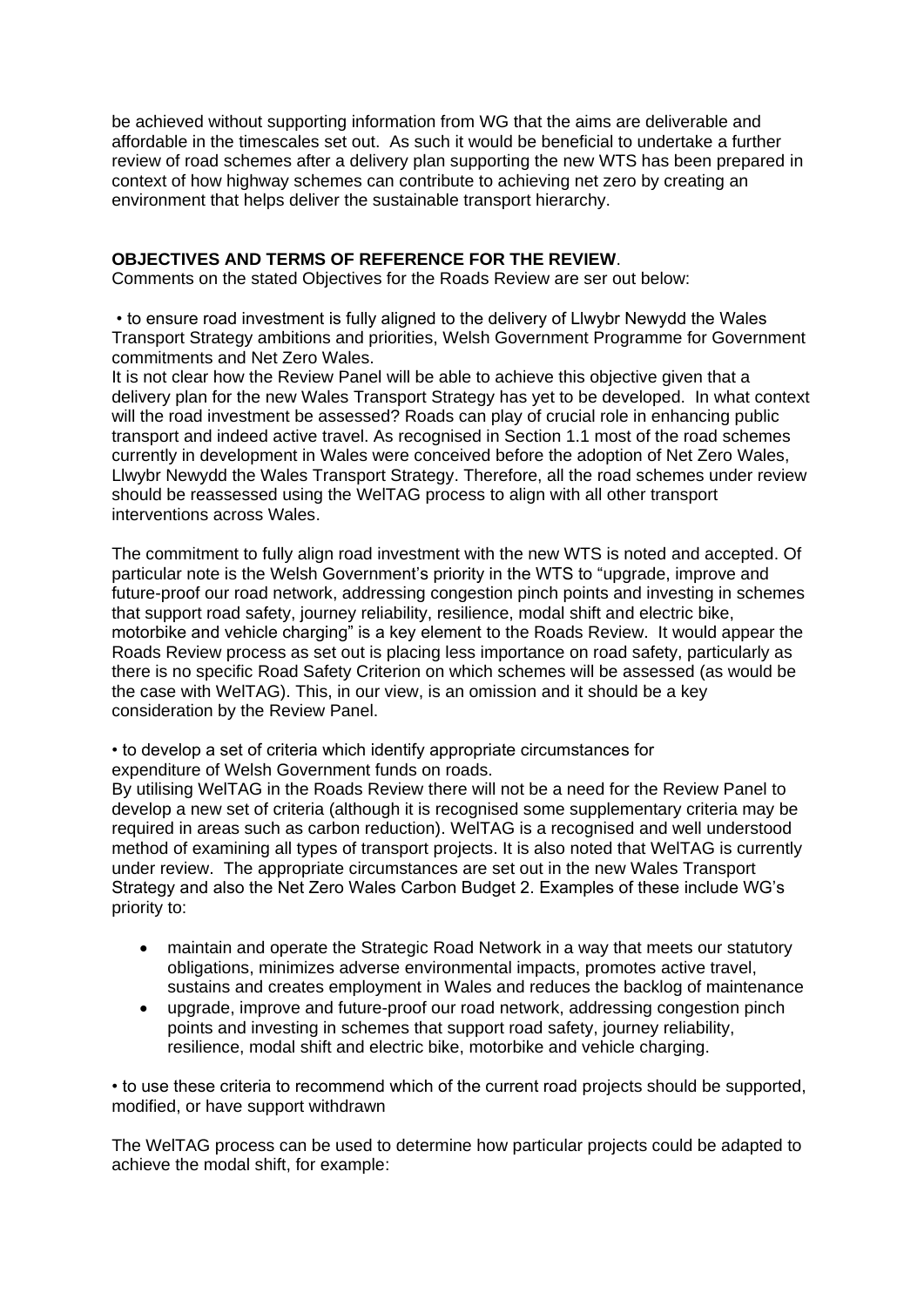be achieved without supporting information from WG that the aims are deliverable and affordable in the timescales set out. As such it would be beneficial to undertake a further review of road schemes after a delivery plan supporting the new WTS has been prepared in context of how highway schemes can contribute to achieving net zero by creating an environment that helps deliver the sustainable transport hierarchy.

**OBJECTIVES AND TERMS OF REFERENCE FOR THE REVIEW**.

Comments on the stated Objectives for the Roads Review are ser out below:

• to ensure road investment is fully aligned to the delivery of Llwybr Newydd the Wales Transport Strategy ambitions and priorities, Welsh Government Programme for Government commitments and Net Zero Wales.

It is not clear how the Review Panel will be able to achieve this objective given that a delivery plan for the new Wales Transport Strategy has yet to be developed. In what context will the road investment be assessed? Roads can play of crucial role in enhancing public transport and indeed active travel. As recognised in Section 1.1 most of the road schemes currently in development in Wales were conceived before the adoption of Net Zero Wales, Llwybr Newydd the Wales Transport Strategy. Therefore, all the road schemes under review should be reassessed using the WelTAG process to align with all other transport interventions across Wales.

The commitment to fully align road investment with the new WTS is noted and accepted. Of particular note is the Welsh Government's priority in the WTS to "upgrade, improve and future-proof our road network, addressing congestion pinch points and investing in schemes that support road safety, journey reliability, resilience, modal shift and electric bike, motorbike and vehicle charging" is a key element to the Roads Review. It would appear the Roads Review process as set out is placing less importance on road safety, particularly as there is no specific Road Safety Criterion on which schemes will be assessed (as would be the case with WelTAG). This, in our view, is an omission and it should be a key consideration by the Review Panel.

• to develop a set of criteria which identify appropriate circumstances for expenditure of Welsh Government funds on roads.

By utilising WelTAG in the Roads Review there will not be a need for the Review Panel to develop a new set of criteria (although it is recognised some supplementary criteria may be required in areas such as carbon reduction). WelTAG is a recognised and well understood method of examining all types of transport projects. It is also noted that WelTAG is currently under review. The appropriate circumstances are set out in the new Wales Transport Strategy and also the Net Zero Wales Carbon Budget 2. Examples of these include WG's priority to:

- maintain and operate the Strategic Road Network in a way that meets our statutory obligations, minimizes adverse environmental impacts, promotes active travel, sustains and creates employment in Wales and reduces the backlog of maintenance
- upgrade, improve and future-proof our road network, addressing congestion pinch points and investing in schemes that support road safety, journey reliability, resilience, modal shift and electric bike, motorbike and vehicle charging.

• to use these criteria to recommend which of the current road projects should be supported, modified, or have support withdrawn

The WelTAG process can be used to determine how particular projects could be adapted to achieve the modal shift, for example: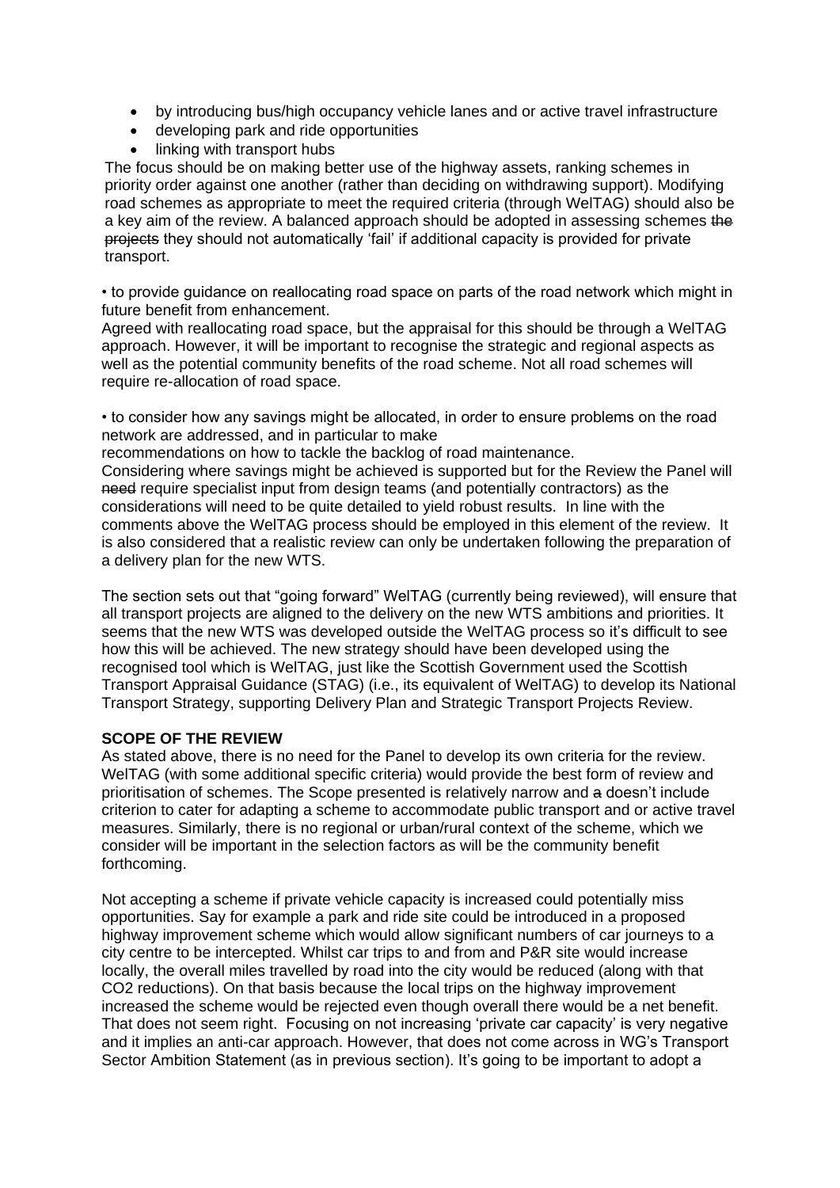- by introducing bus/high occupancy vehicle lanes and or active travel infrastructure
- developing park and ride opportunities
- linking with transport hubs

The focus should be on making better use of the highway assets, ranking schemes in priority order against one another (rather than deciding on withdrawing support). Modifying road schemes as appropriate to meet the required criteria (through WelTAG) should also be a key aim of the review. A balanced approach should be adopted in assessing schemes ~~the projects~~ they should not automatically 'fail' if additional capacity is provided for private transport.

• to provide guidance on reallocating road space on parts of the road network which might in future benefit from enhancement.

Agreed with reallocating road space, but the appraisal for this should be through a WelTAG approach. However, it will be important to recognise the strategic and regional aspects as well as the potential community benefits of the road scheme. Not all road schemes will require re-allocation of road space.

• to consider how any savings might be allocated, in order to ensure problems on the road network are addressed, and in particular to make recommendations on how to tackle the backlog of road maintenance.

Considering where savings might be achieved is supported but for the Review the Panel will ~~need~~ require specialist input from design teams (and potentially contractors) as the considerations will need to be quite detailed to yield robust results. In line with the comments above the WelTAG process should be employed in this element of the review. It is also considered that a realistic review can only be undertaken following the preparation of a delivery plan for the new WTS.

The section sets out that "going forward" WelTAG (currently being reviewed), will ensure that all transport projects are aligned to the delivery on the new WTS ambitions and priorities. It seems that the new WTS was developed outside the WelTAG process so it's difficult to see how this will be achieved. The new strategy should have been developed using the recognised tool which is WelTAG, just like the Scottish Government used the Scottish Transport Appraisal Guidance (STAG) (i.e., its equivalent of WelTAG) to develop its National Transport Strategy, supporting Delivery Plan and Strategic Transport Projects Review.

**SCOPE OF THE REVIEW**

As stated above, there is no need for the Panel to develop its own criteria for the review. WelTAG (with some additional specific criteria) would provide the best form of review and prioritisation of schemes. The Scope presented is relatively narrow and ~~a~~ doesn't include criterion to cater for adapting a scheme to accommodate public transport and or active travel measures. Similarly, there is no regional or urban/rural context of the scheme, which we consider will be important in the selection factors as will be the community benefit forthcoming.

Not accepting a scheme if private vehicle capacity is increased could potentially miss opportunities. Say for example a park and ride site could be introduced in a proposed highway improvement scheme which would allow significant numbers of car journeys to a city centre to be intercepted. Whilst car trips to and from and P&R site would increase locally, the overall miles travelled by road into the city would be reduced (along with that CO2 reductions). On that basis because the local trips on the highway improvement increased the scheme would be rejected even though overall there would be a net benefit. That does not seem right. Focusing on not increasing 'private car capacity' is very negative and it implies an anti-car approach. However, that does not come across in WG's Transport Sector Ambition Statement (as in previous section). It's going to be important to adopt a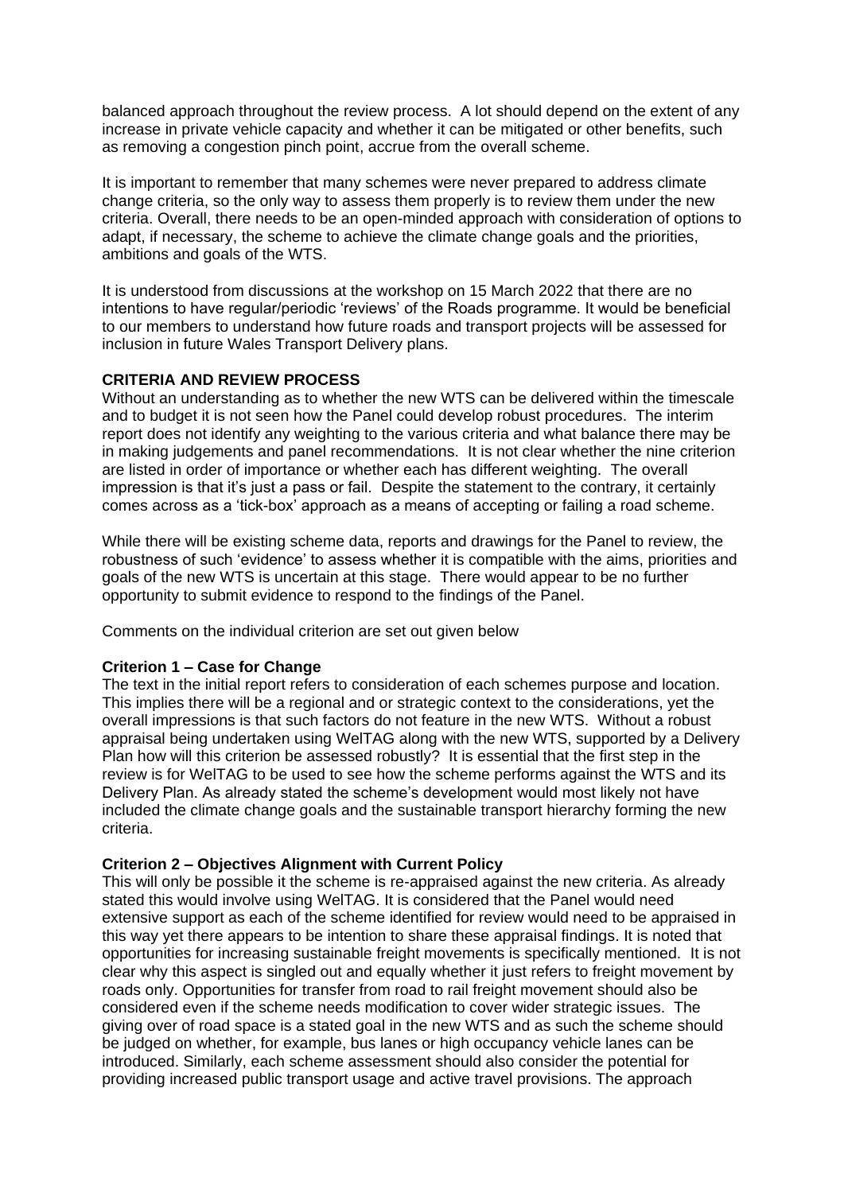balanced approach throughout the review process. A lot should depend on the extent of any increase in private vehicle capacity and whether it can be mitigated or other benefits, such as removing a congestion pinch point, accrue from the overall scheme.

It is important to remember that many schemes were never prepared to address climate change criteria, so the only way to assess them properly is to review them under the new criteria. Overall, there needs to be an open-minded approach with consideration of options to adapt, if necessary, the scheme to achieve the climate change goals and the priorities, ambitions and goals of the WTS.

It is understood from discussions at the workshop on 15 March 2022 that there are no intentions to have regular/periodic 'reviews' of the Roads programme. It would be beneficial to our members to understand how future roads and transport projects will be assessed for inclusion in future Wales Transport Delivery plans.

**CRITERIA AND REVIEW PROCESS**

Without an understanding as to whether the new WTS can be delivered within the timescale and to budget it is not seen how the Panel could develop robust procedures. The interim report does not identify any weighting to the various criteria and what balance there may be in making judgements and panel recommendations. It is not clear whether the nine criterion are listed in order of importance or whether each has different weighting. The overall impression is that it's just a pass or fail. Despite the statement to the contrary, it certainly comes across as a 'tick-box' approach as a means of accepting or failing a road scheme.

While there will be existing scheme data, reports and drawings for the Panel to review, the robustness of such 'evidence' to assess whether it is compatible with the aims, priorities and goals of the new WTS is uncertain at this stage. There would appear to be no further opportunity to submit evidence to respond to the findings of the Panel.

Comments on the individual criterion are set out given below

**Criterion 1 – Case for Change**

The text in the initial report refers to consideration of each schemes purpose and location. This implies there will be a regional and or strategic context to the considerations, yet the overall impressions is that such factors do not feature in the new WTS. Without a robust appraisal being undertaken using WelTAG along with the new WTS, supported by a Delivery Plan how will this criterion be assessed robustly? It is essential that the first step in the review is for WelTAG to be used to see how the scheme performs against the WTS and its Delivery Plan. As already stated the scheme's development would most likely not have included the climate change goals and the sustainable transport hierarchy forming the new criteria.

**Criterion 2 – Objectives Alignment with Current Policy**

This will only be possible it the scheme is re-appraised against the new criteria. As already stated this would involve using WelTAG. It is considered that the Panel would need extensive support as each of the scheme identified for review would need to be appraised in this way yet there appears to be intention to share these appraisal findings. It is noted that opportunities for increasing sustainable freight movements is specifically mentioned. It is not clear why this aspect is singled out and equally whether it just refers to freight movement by roads only. Opportunities for transfer from road to rail freight movement should also be considered even if the scheme needs modification to cover wider strategic issues. The giving over of road space is a stated goal in the new WTS and as such the scheme should be judged on whether, for example, bus lanes or high occupancy vehicle lanes can be introduced. Similarly, each scheme assessment should also consider the potential for providing increased public transport usage and active travel provisions. The approach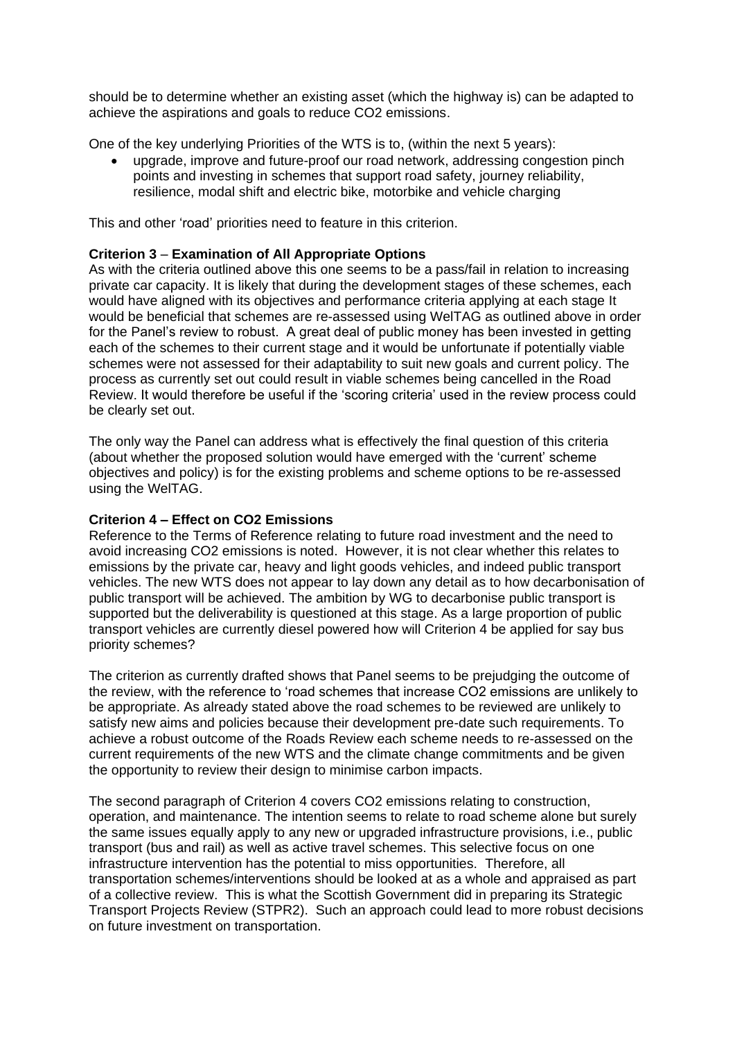should be to determine whether an existing asset (which the highway is) can be adapted to achieve the aspirations and goals to reduce $CO_2$ emissions.

One of the key underlying Priorities of the WTS is to, (within the next 5 years):

- upgrade, improve and future-proof our road network, addressing congestion pinch points and investing in schemes that support road safety, journey reliability, resilience, modal shift and electric bike, motorbike and vehicle charging

This and other 'road' priorities need to feature in this criterion.

**Criterion 3** – **Examination of All Appropriate Options**

As with the criteria outlined above this one seems to be a pass/fail in relation to increasing private car capacity. It is likely that during the development stages of these schemes, each would have aligned with its objectives and performance criteria applying at each stage It would be beneficial that schemes are re-assessed using WelTAG as outlined above in order for the Panel's review to robust. A great deal of public money has been invested in getting each of the schemes to their current stage and it would be unfortunate if potentially viable schemes were not assessed for their adaptability to suit new goals and current policy. The process as currently set out could result in viable schemes being cancelled in the Road Review. It would therefore be useful if the 'scoring criteria' used in the review process could be clearly set out.

The only way the Panel can address what is effectively the final question of this criteria (about whether the proposed solution would have emerged with the 'current' scheme objectives and policy) is for the existing problems and scheme options to be re-assessed using the WelTAG.

**Criterion 4 – Effect on $CO_2$ Emissions**

Reference to the Terms of Reference relating to future road investment and the need to avoid increasing $CO_2$ emissions is noted. However, it is not clear whether this relates to emissions by the private car, heavy and light goods vehicles, and indeed public transport vehicles. The new WTS does not appear to lay down any detail as to how decarbonisation of public transport will be achieved. The ambition by WG to decarbonise public transport is supported but the deliverability is questioned at this stage. As a large proportion of public transport vehicles are currently diesel powered how will Criterion 4 be applied for say bus priority schemes?

The criterion as currently drafted shows that Panel seems to be prejudging the outcome of the review, with the reference to 'road schemes that increase $CO_2$ emissions are unlikely to be appropriate. As already stated above the road schemes to be reviewed are unlikely to satisfy new aims and policies because their development pre-date such requirements. To achieve a robust outcome of the Roads Review each scheme needs to re-assessed on the current requirements of the new WTS and the climate change commitments and be given the opportunity to review their design to minimise carbon impacts.

The second paragraph of Criterion 4 covers $CO_2$ emissions relating to construction, operation, and maintenance. The intention seems to relate to road scheme alone but surely the same issues equally apply to any new or upgraded infrastructure provisions, i.e., public transport (bus and rail) as well as active travel schemes. This selective focus on one infrastructure intervention has the potential to miss opportunities. Therefore, all transportation schemes/interventions should be looked at as a whole and appraised as part of a collective review. This is what the Scottish Government did in preparing its Strategic Transport Projects Review (STPR2). Such an approach could lead to more robust decisions on future investment on transportation.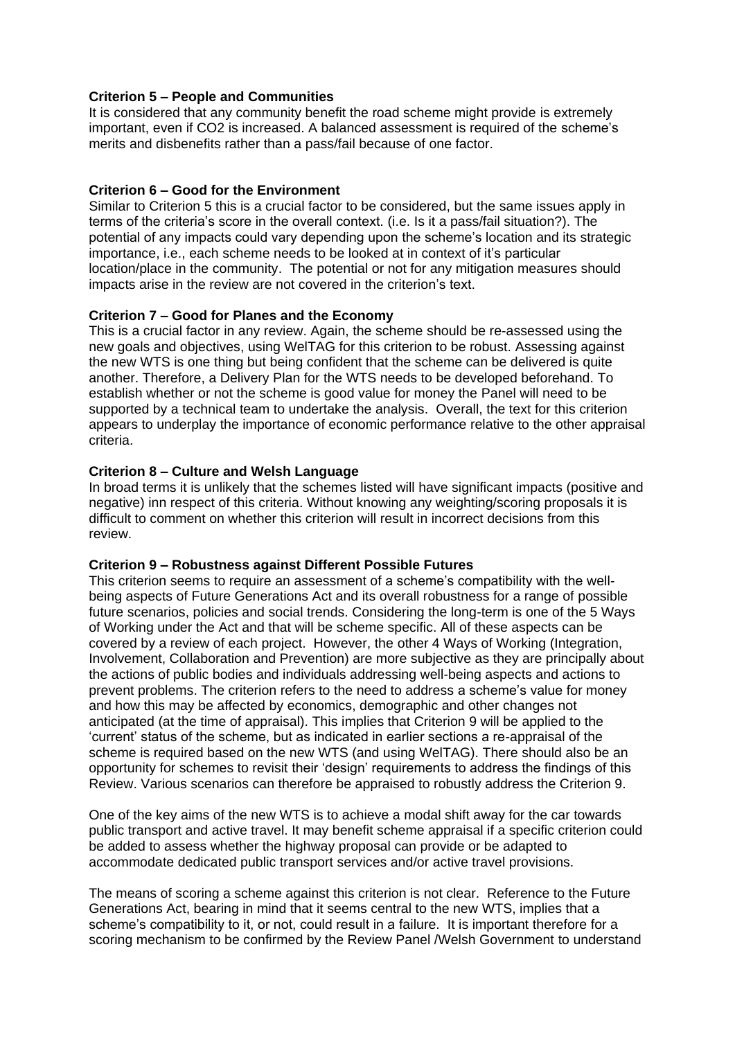**Criterion 5 – People and Communities**

It is considered that any community benefit the road scheme might provide is extremely important, even if $CO_2$ is increased. A balanced assessment is required of the scheme's merits and disbenefits rather than a pass/fail because of one factor.

**Criterion 6 – Good for the Environment**

Similar to Criterion 5 this is a crucial factor to be considered, but the same issues apply in terms of the criteria's score in the overall context. (i.e. Is it a pass/fail situation?). The potential of any impacts could vary depending upon the scheme's location and its strategic importance, i.e., each scheme needs to be looked at in context of it's particular location/place in the community. The potential or not for any mitigation measures should impacts arise in the review are not covered in the criterion's text.

**Criterion 7 – Good for Planes and the Economy**

This is a crucial factor in any review. Again, the scheme should be re-assessed using the new goals and objectives, using WelTAG for this criterion to be robust. Assessing against the new WTS is one thing but being confident that the scheme can be delivered is quite another. Therefore, a Delivery Plan for the WTS needs to be developed beforehand. To establish whether or not the scheme is good value for money the Panel will need to be supported by a technical team to undertake the analysis. Overall, the text for this criterion appears to underplay the importance of economic performance relative to the other appraisal criteria.

**Criterion 8 – Culture and Welsh Language**

In broad terms it is unlikely that the schemes listed will have significant impacts (positive and negative) inn respect of this criteria. Without knowing any weighting/scoring proposals it is difficult to comment on whether this criterion will result in incorrect decisions from this review.

**Criterion 9 – Robustness against Different Possible Futures**

This criterion seems to require an assessment of a scheme's compatibility with the well-being aspects of Future Generations Act and its overall robustness for a range of possible future scenarios, policies and social trends. Considering the long-term is one of the 5 Ways of Working under the Act and that will be scheme specific. All of these aspects can be covered by a review of each project. However, the other 4 Ways of Working (Integration, Involvement, Collaboration and Prevention) are more subjective as they are principally about the actions of public bodies and individuals addressing well-being aspects and actions to prevent problems. The criterion refers to the need to address a scheme's value for money and how this may be affected by economics, demographic and other changes not anticipated (at the time of appraisal). This implies that Criterion 9 will be applied to the 'current' status of the scheme, but as indicated in earlier sections a re-appraisal of the scheme is required based on the new WTS (and using WelTAG). There should also be an opportunity for schemes to revisit their 'design' requirements to address the findings of this Review. Various scenarios can therefore be appraised to robustly address the Criterion 9.

One of the key aims of the new WTS is to achieve a modal shift away for the car towards public transport and active travel. It may benefit scheme appraisal if a specific criterion could be added to assess whether the highway proposal can provide or be adapted to accommodate dedicated public transport services and/or active travel provisions.

The means of scoring a scheme against this criterion is not clear. Reference to the Future Generations Act, bearing in mind that it seems central to the new WTS, implies that a scheme's compatibility to it, or not, could result in a failure. It is important therefore for a scoring mechanism to be confirmed by the Review Panel /Welsh Government to understand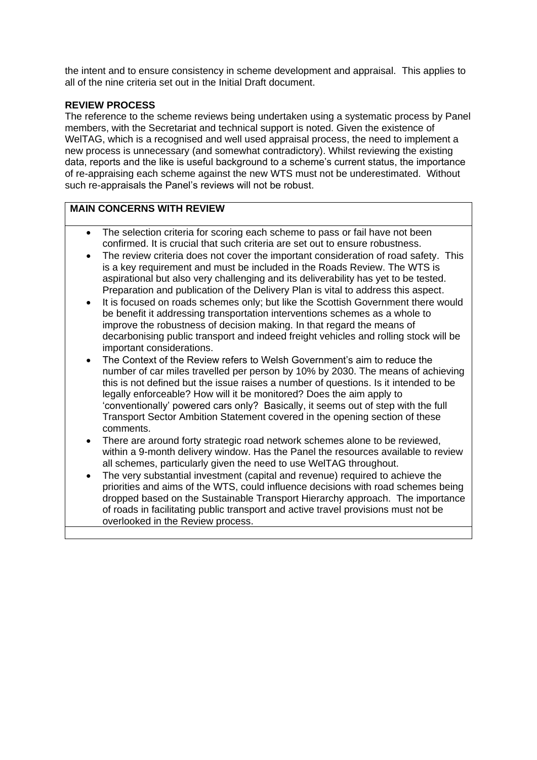the intent and to ensure consistency in scheme development and appraisal. This applies to all of the nine criteria set out in the Initial Draft document.

**REVIEW PROCESS**

The reference to the scheme reviews being undertaken using a systematic process by Panel members, with the Secretariat and technical support is noted. Given the existence of WelTAG, which is a recognised and well used appraisal process, the need to implement a new process is unnecessary (and somewhat contradictory). Whilst reviewing the existing data, reports and the like is useful background to a scheme's current status, the importance of re-appraising each scheme against the new WTS must not be underestimated. Without such re-appraisals the Panel's reviews will not be robust.

**MAIN CONCERNS WITH REVIEW**

- The selection criteria for scoring each scheme to pass or fail have not been confirmed. It is crucial that such criteria are set out to ensure robustness.
- The review criteria does not cover the important consideration of road safety. This is a key requirement and must be included in the Roads Review. The WTS is aspirational but also very challenging and its deliverability has yet to be tested. Preparation and publication of the Delivery Plan is vital to address this aspect.
- It is focused on roads schemes only; but like the Scottish Government there would be benefit it addressing transportation interventions schemes as a whole to improve the robustness of decision making. In that regard the means of decarbonising public transport and indeed freight vehicles and rolling stock will be important considerations.
- The Context of the Review refers to Welsh Government's aim to reduce the number of car miles travelled per person by 10% by 2030. The means of achieving this is not defined but the issue raises a number of questions. Is it intended to be legally enforceable? How will it be monitored? Does the aim apply to 'conventionally' powered cars only? Basically, it seems out of step with the full Transport Sector Ambition Statement covered in the opening section of these comments.
- There are around forty strategic road network schemes alone to be reviewed, within a 9-month delivery window. Has the Panel the resources available to review all schemes, particularly given the need to use WelTAG throughout.
- The very substantial investment (capital and revenue) required to achieve the priorities and aims of the WTS, could influence decisions with road schemes being dropped based on the Sustainable Transport Hierarchy approach. The importance of roads in facilitating public transport and active travel provisions must not be overlooked in the Review process.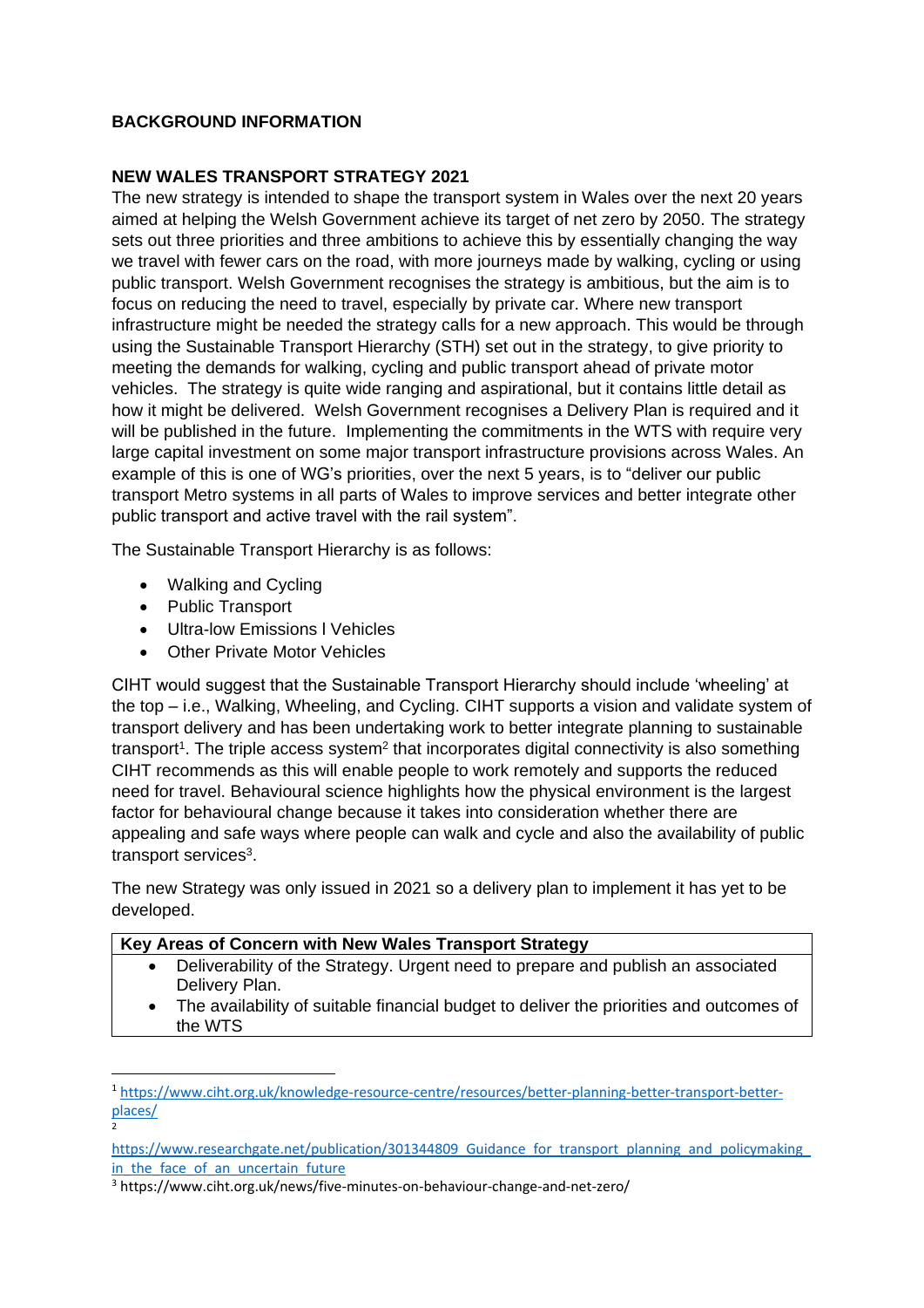**BACKGROUND INFORMATION**

**NEW WALES TRANSPORT STRATEGY 2021**

The new strategy is intended to shape the transport system in Wales over the next 20 years aimed at helping the Welsh Government achieve its target of net zero by 2050. The strategy sets out three priorities and three ambitions to achieve this by essentially changing the way we travel with fewer cars on the road, with more journeys made by walking, cycling or using public transport. Welsh Government recognises the strategy is ambitious, but the aim is to focus on reducing the need to travel, especially by private car. Where new transport infrastructure might be needed the strategy calls for a new approach. This would be through using the Sustainable Transport Hierarchy (STH) set out in the strategy, to give priority to meeting the demands for walking, cycling and public transport ahead of private motor vehicles. The strategy is quite wide ranging and aspirational, but it contains little detail as how it might be delivered. Welsh Government recognises a Delivery Plan is required and it will be published in the future. Implementing the commitments in the WTS with require very large capital investment on some major transport infrastructure provisions across Wales. An example of this is one of WG's priorities, over the next 5 years, is to "deliver our public transport Metro systems in all parts of Wales to improve services and better integrate other public transport and active travel with the rail system".

The Sustainable Transport Hierarchy is as follows:

- Walking and Cycling
- Public Transport
- Ultra-low Emissions l Vehicles
- Other Private Motor Vehicles

CIHT would suggest that the Sustainable Transport Hierarchy should include 'wheeling' at the top – i.e., Walking, Wheeling, and Cycling. CIHT supports a vision and validate system of transport delivery and has been undertaking work to better integrate planning to sustainable transport[1]. The triple access system[2] that incorporates digital connectivity is also something CIHT recommends as this will enable people to work remotely and supports the reduced need for travel. Behavioural science highlights how the physical environment is the largest factor for behavioural change because it takes into consideration whether there are appealing and safe ways where people can walk and cycle and also the availability of public transport services[3].

The new Strategy was only issued in 2021 so a delivery plan to implement it has yet to be developed.

| Key Areas of Concern with New Wales Transport Strategy |
|---|
| • Deliverability of the Strategy. Urgent need to prepare and publish an associated Delivery Plan.<br>• The availability of suitable financial budget to deliver the priorities and outcomes of the WTS |

[1] https://www.ciht.org.uk/knowledge-resource-centre/resources/better-planning-better-transport-better-places/

[2] https://www.researchgate.net/publication/301344809_Guidance_for_transport_planning_and_policymaking_in_the_face_of_an_uncertain_future

[3] https://www.ciht.org.uk/news/five-minutes-on-behaviour-change-and-net-zero/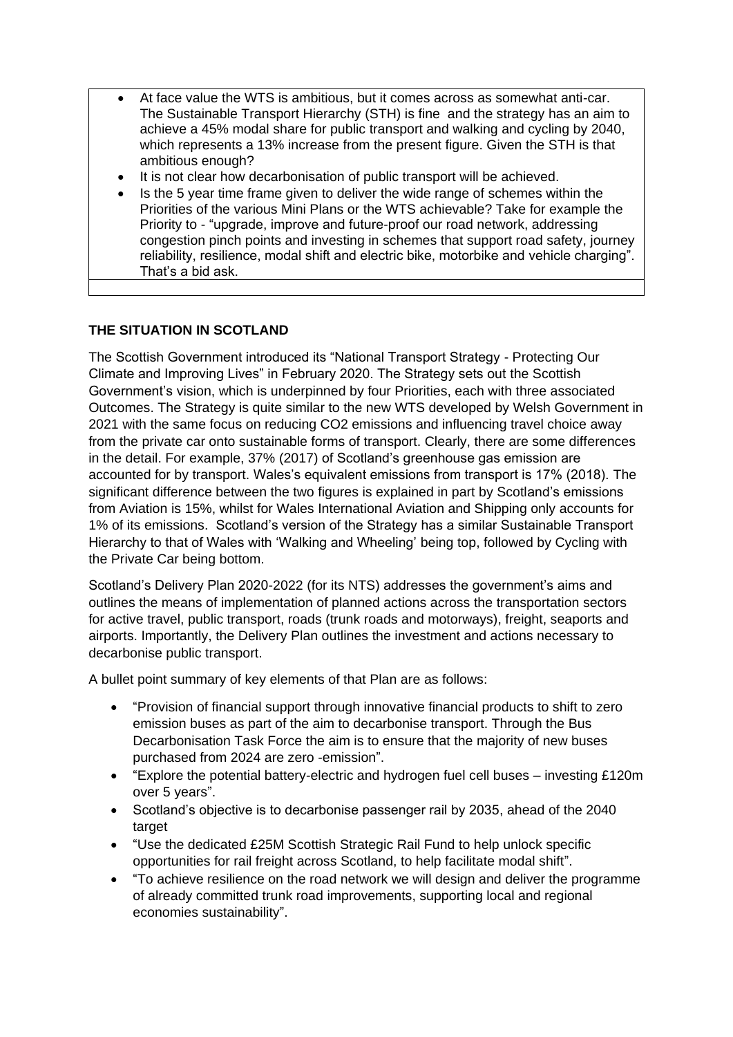- At face value the WTS is ambitious, but it comes across as somewhat anti-car. The Sustainable Transport Hierarchy (STH) is fine and the strategy has an aim to achieve a 45% modal share for public transport and walking and cycling by 2040, which represents a 13% increase from the present figure. Given the STH is that ambitious enough?
- It is not clear how decarbonisation of public transport will be achieved.
- Is the 5 year time frame given to deliver the wide range of schemes within the Priorities of the various Mini Plans or the WTS achievable? Take for example the Priority to - "upgrade, improve and future-proof our road network, addressing congestion pinch points and investing in schemes that support road safety, journey reliability, resilience, modal shift and electric bike, motorbike and vehicle charging". That's a bid ask.

**THE SITUATION IN SCOTLAND**

The Scottish Government introduced its "National Transport Strategy - Protecting Our Climate and Improving Lives" in February 2020. The Strategy sets out the Scottish Government's vision, which is underpinned by four Priorities, each with three associated Outcomes. The Strategy is quite similar to the new WTS developed by Welsh Government in 2021 with the same focus on reducing $CO_2$ emissions and influencing travel choice away from the private car onto sustainable forms of transport. Clearly, there are some differences in the detail. For example, 37% (2017) of Scotland's greenhouse gas emission are accounted for by transport. Wales's equivalent emissions from transport is 17% (2018). The significant difference between the two figures is explained in part by Scotland's emissions from Aviation is 15%, whilst for Wales International Aviation and Shipping only accounts for 1% of its emissions. Scotland's version of the Strategy has a similar Sustainable Transport Hierarchy to that of Wales with 'Walking and Wheeling' being top, followed by Cycling with the Private Car being bottom.

Scotland's Delivery Plan 2020-2022 (for its NTS) addresses the government's aims and outlines the means of implementation of planned actions across the transportation sectors for active travel, public transport, roads (trunk roads and motorways), freight, seaports and airports. Importantly, the Delivery Plan outlines the investment and actions necessary to decarbonise public transport.

A bullet point summary of key elements of that Plan are as follows:

- "Provision of financial support through innovative financial products to shift to zero emission buses as part of the aim to decarbonise transport. Through the Bus Decarbonisation Task Force the aim is to ensure that the majority of new buses purchased from 2024 are zero -emission".
- "Explore the potential battery-electric and hydrogen fuel cell buses – investing £120m over 5 years".
- Scotland's objective is to decarbonise passenger rail by 2035, ahead of the 2040 target
- "Use the dedicated £25M Scottish Strategic Rail Fund to help unlock specific opportunities for rail freight across Scotland, to help facilitate modal shift".
- "To achieve resilience on the road network we will design and deliver the programme of already committed trunk road improvements, supporting local and regional economies sustainability".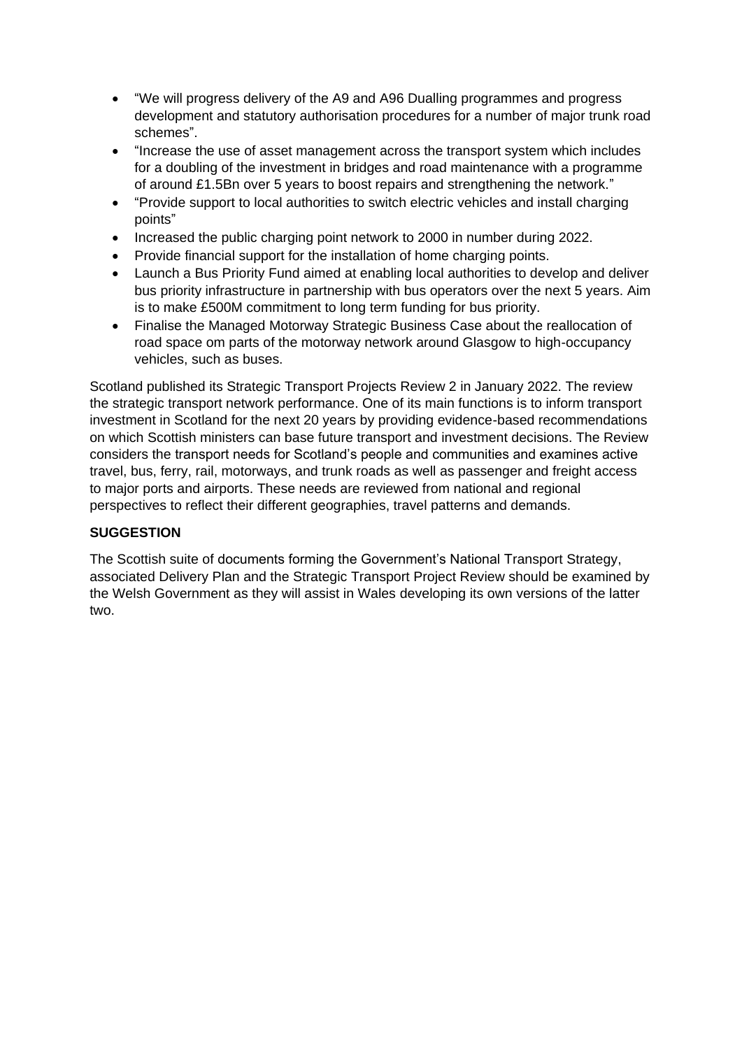- "We will progress delivery of the A9 and A96 Dualling programmes and progress development and statutory authorisation procedures for a number of major trunk road schemes".
- "Increase the use of asset management across the transport system which includes for a doubling of the investment in bridges and road maintenance with a programme of around £1.5Bn over 5 years to boost repairs and strengthening the network."
- "Provide support to local authorities to switch electric vehicles and install charging points"
- Increased the public charging point network to 2000 in number during 2022.
- Provide financial support for the installation of home charging points.
- Launch a Bus Priority Fund aimed at enabling local authorities to develop and deliver bus priority infrastructure in partnership with bus operators over the next 5 years. Aim is to make £500M commitment to long term funding for bus priority.
- Finalise the Managed Motorway Strategic Business Case about the reallocation of road space om parts of the motorway network around Glasgow to high-occupancy vehicles, such as buses.

Scotland published its Strategic Transport Projects Review 2 in January 2022. The review the strategic transport network performance. One of its main functions is to inform transport investment in Scotland for the next 20 years by providing evidence-based recommendations on which Scottish ministers can base future transport and investment decisions. The Review considers the transport needs for Scotland's people and communities and examines active travel, bus, ferry, rail, motorways, and trunk roads as well as passenger and freight access to major ports and airports. These needs are reviewed from national and regional perspectives to reflect their different geographies, travel patterns and demands.

**SUGGESTION**

The Scottish suite of documents forming the Government's National Transport Strategy, associated Delivery Plan and the Strategic Transport Project Review should be examined by the Welsh Government as they will assist in Wales developing its own versions of the latter two.